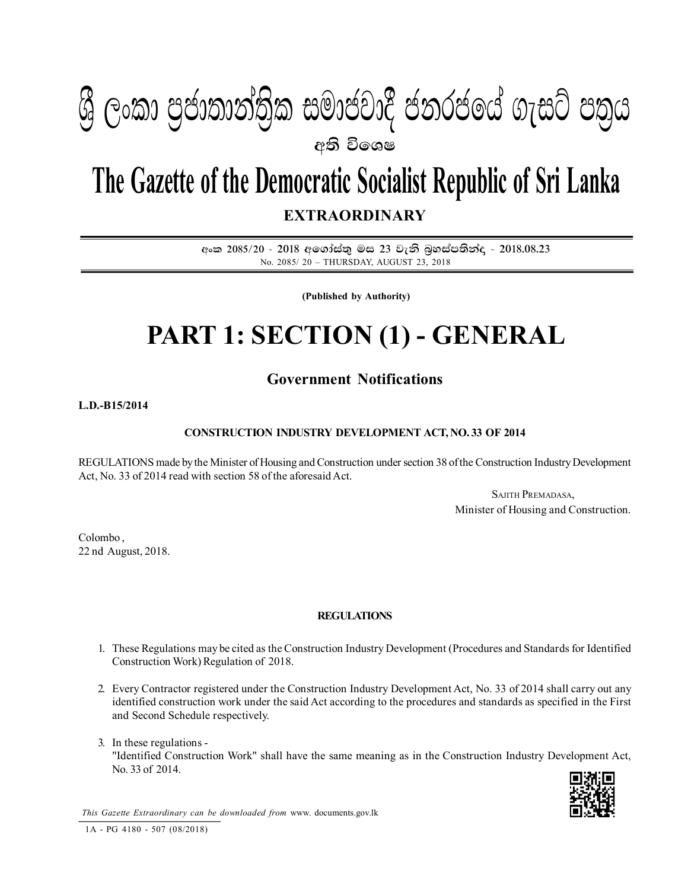# ශ්‍රී ලංකා ප්‍රජාතාන්ත්‍රික සමාජවාදී ජනරජයේ ගැසට් පත්‍රය

**අති විශෙෂ**

# The Gazette of the Democratic Socialist Republic of Sri Lanka

**EXTRAORDINARY**

අංක 2085/20 - 2018 අගෝස්තු මස 23 වැනි බ්‍රහස්පතින්දා - 2018.08.23
No. 2085/ 20 – THURSDAY, AUGUST 23, 2018

**(Published by Authority)**

# PART 1: SECTION (1) - GENERAL

## Government Notifications

**L.D.-B15/2014**

**CONSTRUCTION INDUSTRY DEVELOPMENT ACT, NO. 33 OF 2014**

REGULATIONS made by the Minister of Housing and Construction under section 38 of the Construction Industry Development Act, No. 33 of 2014 read with section 58 of the aforesaid Act.

SAJITH PREMADASA,
Minister of Housing and Construction.

Colombo ,
22 nd August, 2018.

**REGULATIONS**

1. These Regulations may be cited as the Construction Industry Development (Procedures and Standards for Identified Construction Work) Regulation of 2018.

2. Every Contractor registered under the Construction Industry Development Act, No. 33 of 2014 shall carry out any identified construction work under the said Act according to the procedures and standards as specified in the First and Second Schedule respectively.

3. In these regulations -
"Identified Construction Work" shall have the same meaning as in the Construction Industry Development Act, No. 33 of 2014.

*This Gazette Extraordinary can be downloaded from* www. documents.gov.lk

1A - PG 4180 - 507 (08/2018)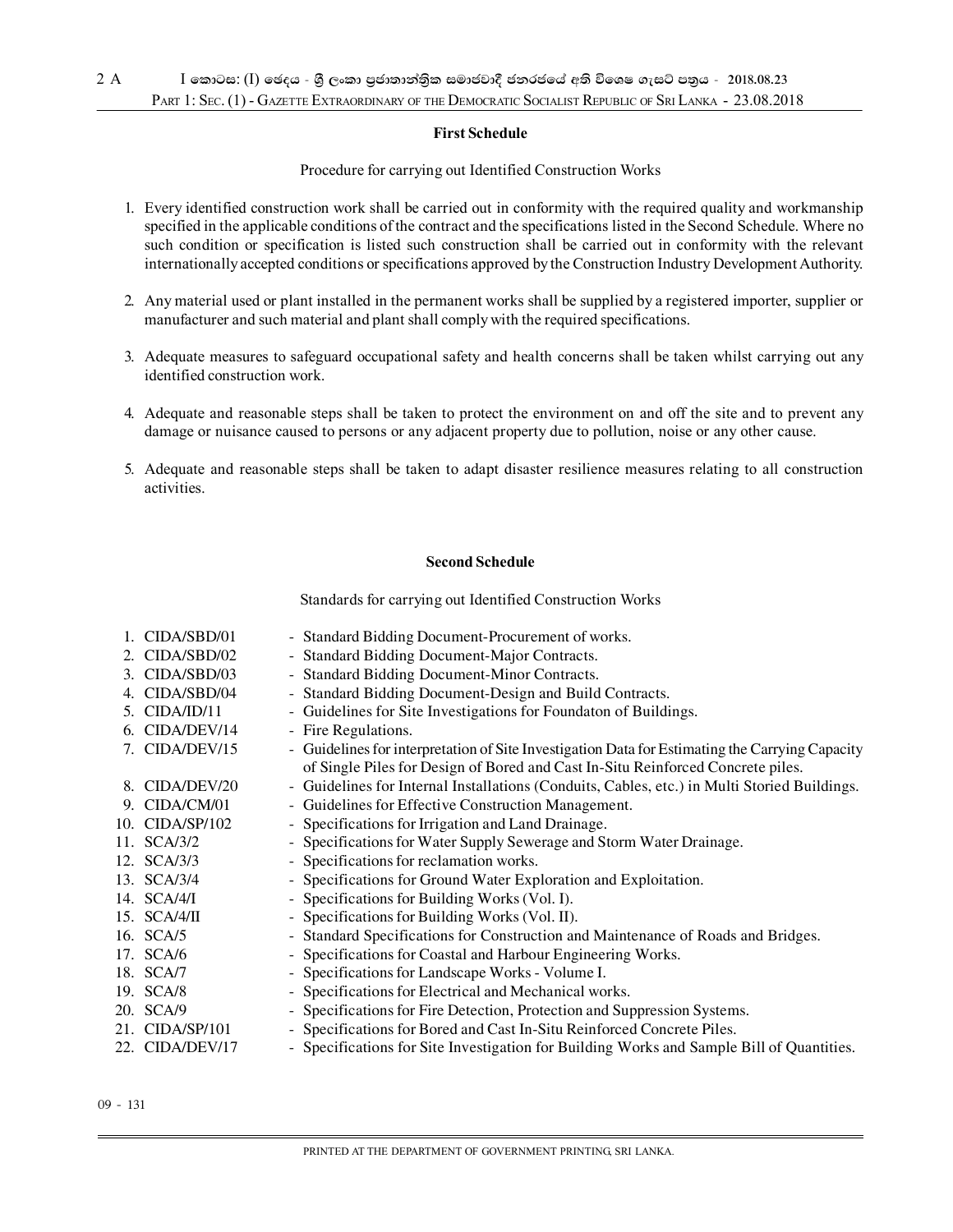## First Schedule

Procedure for carrying out Identified Construction Works

1. Every identified construction work shall be carried out in conformity with the required quality and workmanship specified in the applicable conditions of the contract and the specifications listed in the Second Schedule. Where no such condition or specification is listed such construction shall be carried out in conformity with the relevant internationally accepted conditions or specifications approved by the Construction Industry Development Authority.

2. Any material used or plant installed in the permanent works shall be supplied by a registered importer, supplier or manufacturer and such material and plant shall comply with the required specifications.

3. Adequate measures to safeguard occupational safety and health concerns shall be taken whilst carrying out any identified construction work.

4. Adequate and reasonable steps shall be taken to protect the environment on and off the site and to prevent any damage or nuisance caused to persons or any adjacent property due to pollution, noise or any other cause.

5. Adequate and reasonable steps shall be taken to adapt disaster resilience measures relating to all construction activities.

## Second Schedule

Standards for carrying out Identified Construction Works

| | | |
|---|---|---|
| 1. | CIDA/SBD/01 | - Standard Bidding Document-Procurement of works. |
| 2. | CIDA/SBD/02 | - Standard Bidding Document-Major Contracts. |
| 3. | CIDA/SBD/03 | - Standard Bidding Document-Minor Contracts. |
| 4. | CIDA/SBD/04 | - Standard Bidding Document-Design and Build Contracts. |
| 5. | CIDA/ID/11 | - Guidelines for Site Investigations for Foundaton of Buildings. |
| 6. | CIDA/DEV/14 | - Fire Regulations. |
| 7. | CIDA/DEV/15 | - Guidelines for interpretation of Site Investigation Data for Estimating the Carrying Capacity of Single Piles for Design of Bored and Cast In-Situ Reinforced Concrete piles. |
| 8. | CIDA/DEV/20 | - Guidelines for Internal Installations (Conduits, Cables, etc.) in Multi Storied Buildings. |
| 9. | CIDA/CM/01 | - Guidelines for Effective Construction Management. |
| 10. | CIDA/SP/102 | - Specifications for Irrigation and Land Drainage. |
| 11. | SCA/3/2 | - Specifications for Water Supply Sewerage and Storm Water Drainage. |
| 12. | SCA/3/3 | - Specifications for reclamation works. |
| 13. | SCA/3/4 | - Specifications for Ground Water Exploration and Exploitation. |
| 14. | SCA/4/I | - Specifications for Building Works (Vol. I). |
| 15. | SCA/4/II | - Specifications for Building Works (Vol. II). |
| 16. | SCA/5 | - Standard Specifications for Construction and Maintenance of Roads and Bridges. |
| 17. | SCA/6 | - Specifications for Coastal and Harbour Engineering Works. |
| 18. | SCA/7 | - Specifications for Landscape Works - Volume I. |
| 19. | SCA/8 | - Specifications for Electrical and Mechanical works. |
| 20. | SCA/9 | - Specifications for Fire Detection, Protection and Suppression Systems. |
| 21. | CIDA/SP/101 | - Specifications for Bored and Cast In-Situ Reinforced Concrete Piles. |
| 22. | CIDA/DEV/17 | - Specifications for Site Investigation for Building Works and Sample Bill of Quantities. |

09 - 131

PRINTED AT THE DEPARTMENT OF GOVERNMENT PRINTING, SRI LANKA.